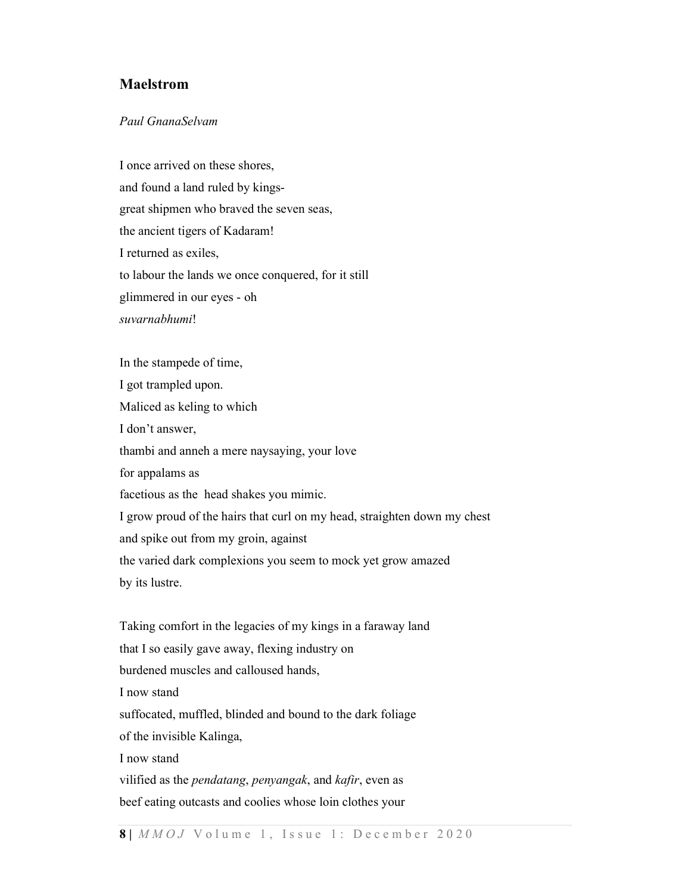## Maelstrom

*Paul GnanaSelvam*

I once arrived on these shores,
and found a land ruled by kings-
great shipmen who braved the seven seas,
the ancient tigers of Kadaram!
I returned as exiles,
to labour the lands we once conquered, for it still
glimmered in our eyes - oh
*suvarnabhumi*!

In the stampede of time,
I got trampled upon.
Maliced as keling to which
I don't answer,
thambi and anneh a mere naysaying, your love
for appalams as
facetious as the head shakes you mimic.
I grow proud of the hairs that curl on my head, straighten down my chest
and spike out from my groin, against
the varied dark complexions you seem to mock yet grow amazed
by its lustre.

Taking comfort in the legacies of my kings in a faraway land
that I so easily gave away, flexing industry on
burdened muscles and calloused hands,
I now stand
suffocated, muffled, blinded and bound to the dark foliage
of the invisible Kalinga,
I now stand
vilified as the *pendatang*, *penyangak*, and *kafir*, even as
beef eating outcasts and coolies whose loin clothes your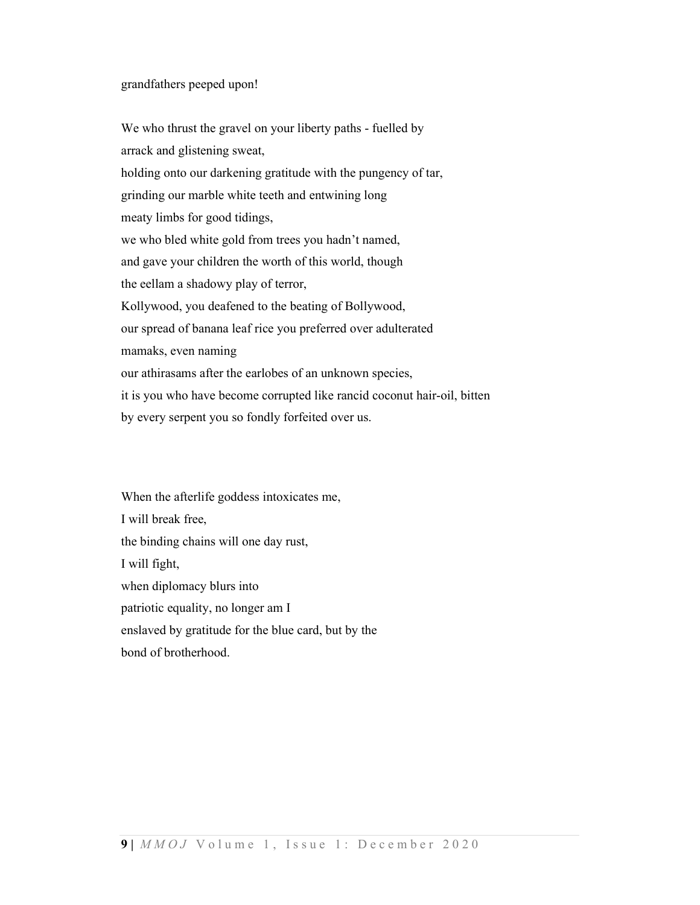grandfathers peeped upon!

We who thrust the gravel on your liberty paths - fuelled by
arrack and glistening sweat,
holding onto our darkening gratitude with the pungency of tar,
grinding our marble white teeth and entwining long
meaty limbs for good tidings,
we who bled white gold from trees you hadn't named,
and gave your children the worth of this world, though
the eellam a shadowy play of terror,
Kollywood, you deafened to the beating of Bollywood,
our spread of banana leaf rice you preferred over adulterated
mamaks, even naming
our athirasams after the earlobes of an unknown species,
it is you who have become corrupted like rancid coconut hair-oil, bitten
by every serpent you so fondly forfeited over us.

When the afterlife goddess intoxicates me,
I will break free,
the binding chains will one day rust,
I will fight,
when diplomacy blurs into
patriotic equality, no longer am I
enslaved by gratitude for the blue card, but by the
bond of brotherhood.